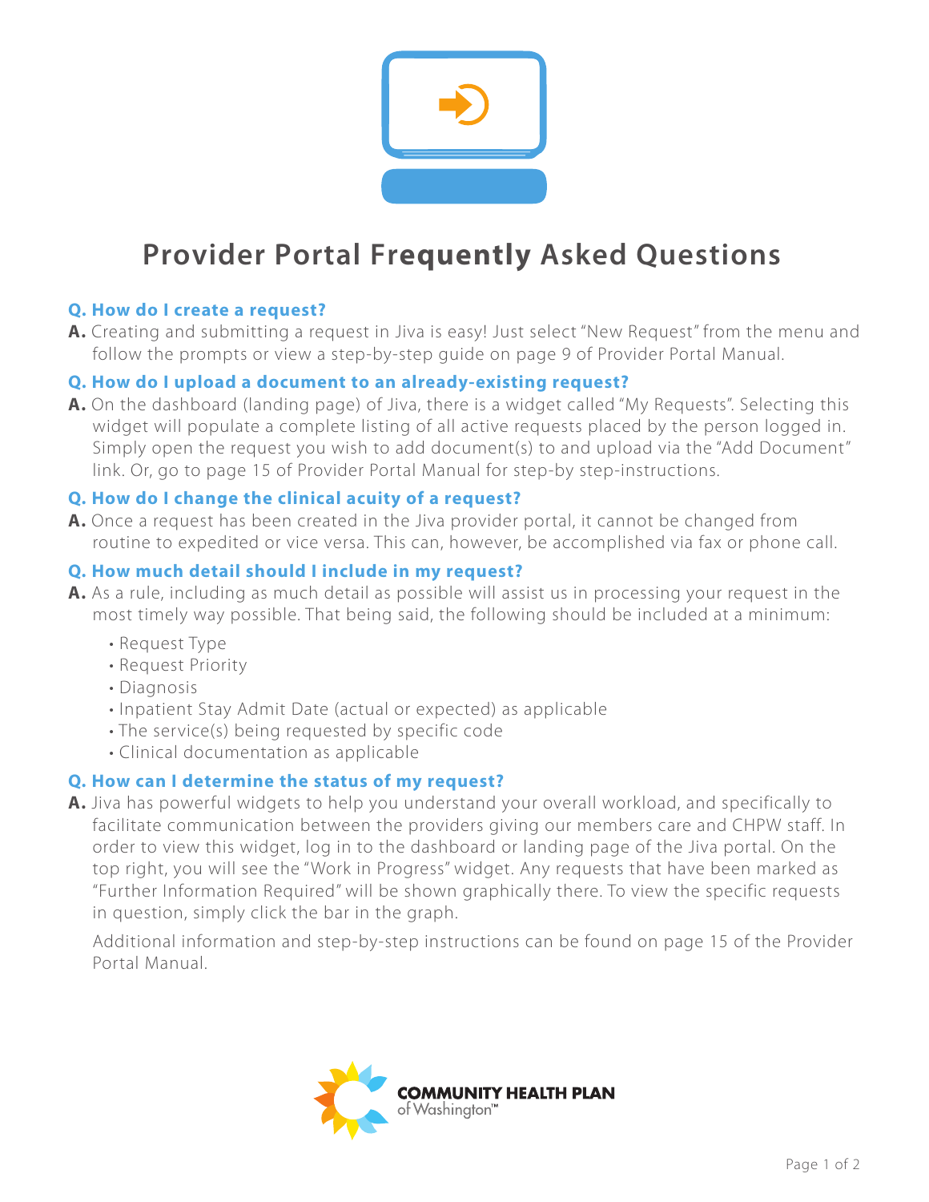# Provider Portal Frequently Asked Questions

**Q. How do I create a request?**

**A.** Creating and submitting a request in Jiva is easy! Just select "New Request" from the menu and follow the prompts or view a step-by-step guide on page 9 of Provider Portal Manual.

**Q. How do I upload a document to an already-existing request?**

**A.** On the dashboard (landing page) of Jiva, there is a widget called "My Requests". Selecting this widget will populate a complete listing of all active requests placed by the person logged in. Simply open the request you wish to add document(s) to and upload via the "Add Document" link. Or, go to page 15 of Provider Portal Manual for step-by step-instructions.

**Q. How do I change the clinical acuity of a request?**

**A.** Once a request has been created in the Jiva provider portal, it cannot be changed from routine to expedited or vice versa. This can, however, be accomplished via fax or phone call.

**Q. How much detail should I include in my request?**

**A.** As a rule, including as much detail as possible will assist us in processing your request in the most timely way possible. That being said, the following should be included at a minimum:

- Request Type
- Request Priority
- Diagnosis
- Inpatient Stay Admit Date (actual or expected) as applicable
- The service(s) being requested by specific code
- Clinical documentation as applicable

**Q. How can I determine the status of my request?**

**A.** Jiva has powerful widgets to help you understand your overall workload, and specifically to facilitate communication between the providers giving our members care and CHPW staff. In order to view this widget, log in to the dashboard or landing page of the Jiva portal. On the top right, you will see the "Work in Progress" widget. Any requests that have been marked as "Further Information Required" will be shown graphically there. To view the specific requests in question, simply click the bar in the graph.

Additional information and step-by-step instructions can be found on page 15 of the Provider Portal Manual.

COMMUNITY HEALTH PLAN of Washington™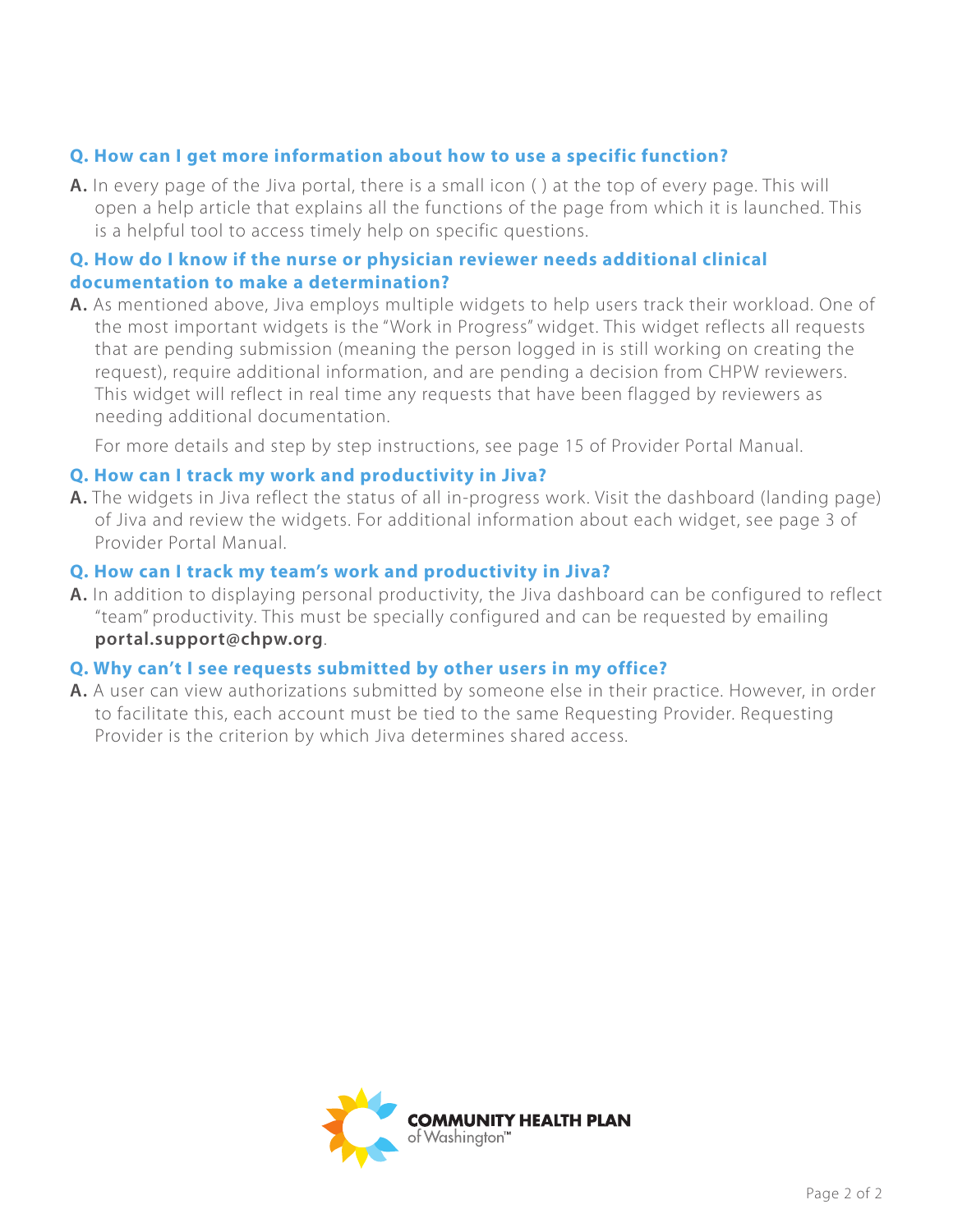### Q. How can I get more information about how to use a specific function?

**A.** In every page of the Jiva portal, there is a small icon ( ) at the top of every page. This will open a help article that explains all the functions of the page from which it is launched. This is a helpful tool to access timely help on specific questions.

### Q. How do I know if the nurse or physician reviewer needs additional clinical documentation to make a determination?

**A.** As mentioned above, Jiva employs multiple widgets to help users track their workload. One of the most important widgets is the "Work in Progress" widget. This widget reflects all requests that are pending submission (meaning the person logged in is still working on creating the request), require additional information, and are pending a decision from CHPW reviewers. This widget will reflect in real time any requests that have been flagged by reviewers as needing additional documentation.

For more details and step by step instructions, see page 15 of Provider Portal Manual.

### Q. How can I track my work and productivity in Jiva?

**A.** The widgets in Jiva reflect the status of all in-progress work. Visit the dashboard (landing page) of Jiva and review the widgets. For additional information about each widget, see page 3 of Provider Portal Manual.

### Q. How can I track my team's work and productivity in Jiva?

**A.** In addition to displaying personal productivity, the Jiva dashboard can be configured to reflect "team" productivity. This must be specially configured and can be requested by emailing **portal.support@chpw.org**.

### Q. Why can't I see requests submitted by other users in my office?

**A.** A user can view authorizations submitted by someone else in their practice. However, in order to facilitate this, each account must be tied to the same Requesting Provider. Requesting Provider is the criterion by which Jiva determines shared access.

COMMUNITY HEALTH PLAN of Washington™